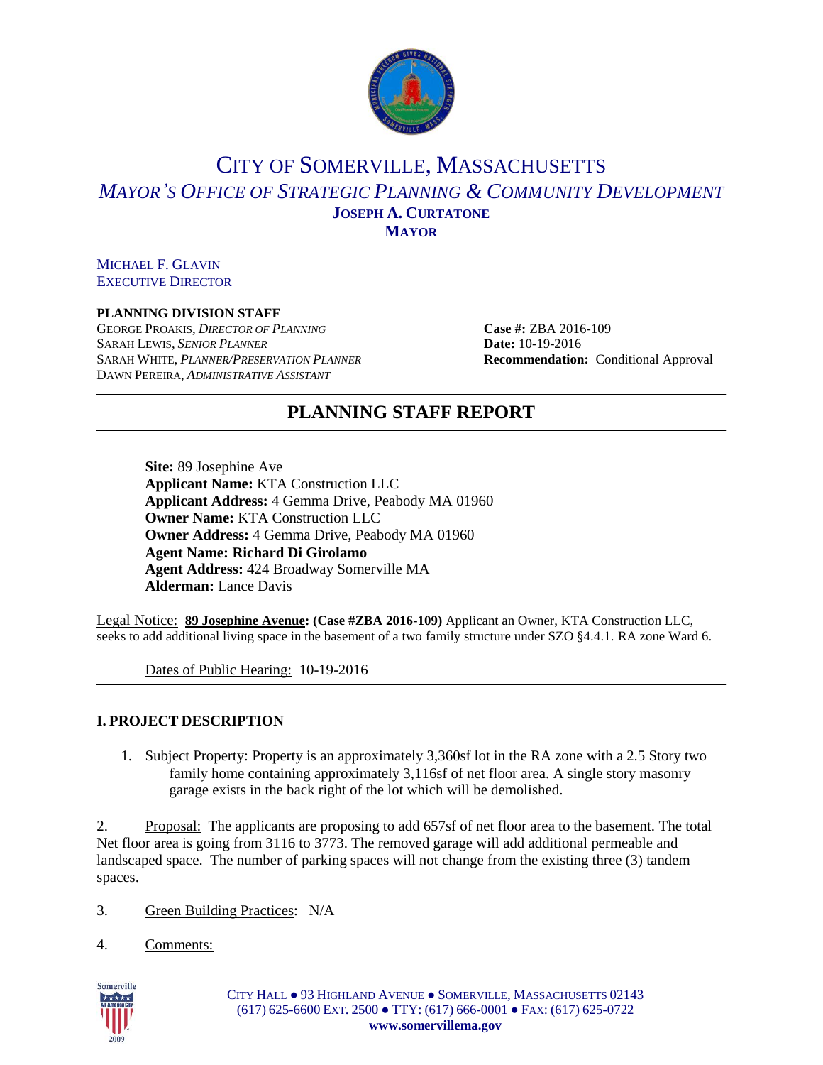# CITY OF SOMERVILLE, MASSACHUSETTS

## *MAYOR'S OFFICE OF STRATEGIC PLANNING & COMMUNITY DEVELOPMENT*

**JOSEPH A. CURTATONE**
**MAYOR**

MICHAEL F. GLAVIN
EXECUTIVE DIRECTOR

**PLANNING DIVISION STAFF**
GEORGE PROAKIS, *DIRECTOR OF PLANNING*
SARAH LEWIS, *SENIOR PLANNER*
SARAH WHITE, *PLANNER/PRESERVATION PLANNER*
DAWN PEREIRA, *ADMINISTRATIVE ASSISTANT*

**Case #:** ZBA 2016-109
**Date:** 10-19-2016
**Recommendation:** Conditional Approval

## PLANNING STAFF REPORT

**Site:** 89 Josephine Ave
**Applicant Name:** KTA Construction LLC
**Applicant Address:** 4 Gemma Drive, Peabody MA 01960
**Owner Name:** KTA Construction LLC
**Owner Address:** 4 Gemma Drive, Peabody MA 01960
**Agent Name: Richard Di Girolamo**
**Agent Address:** 424 Broadway Somerville MA
**Alderman:** Lance Davis

Legal Notice: **89 Josephine Avenue: (Case #ZBA 2016-109)** Applicant an Owner, KTA Construction LLC, seeks to add additional living space in the basement of a two family structure under SZO §4.4.1. RA zone Ward 6.

Dates of Public Hearing: 10-19-2016

### I. PROJECT DESCRIPTION

1. Subject Property: Property is an approximately 3,360sf lot in the RA zone with a 2.5 Story two family home containing approximately 3,116sf of net floor area. A single story masonry garage exists in the back right of the lot which will be demolished.

2. Proposal: The applicants are proposing to add 657sf of net floor area to the basement. The total Net floor area is going from 3116 to 3773. The removed garage will add additional permeable and landscaped space. The number of parking spaces will not change from the existing three (3) tandem spaces.

3. Green Building Practices: N/A

4. Comments: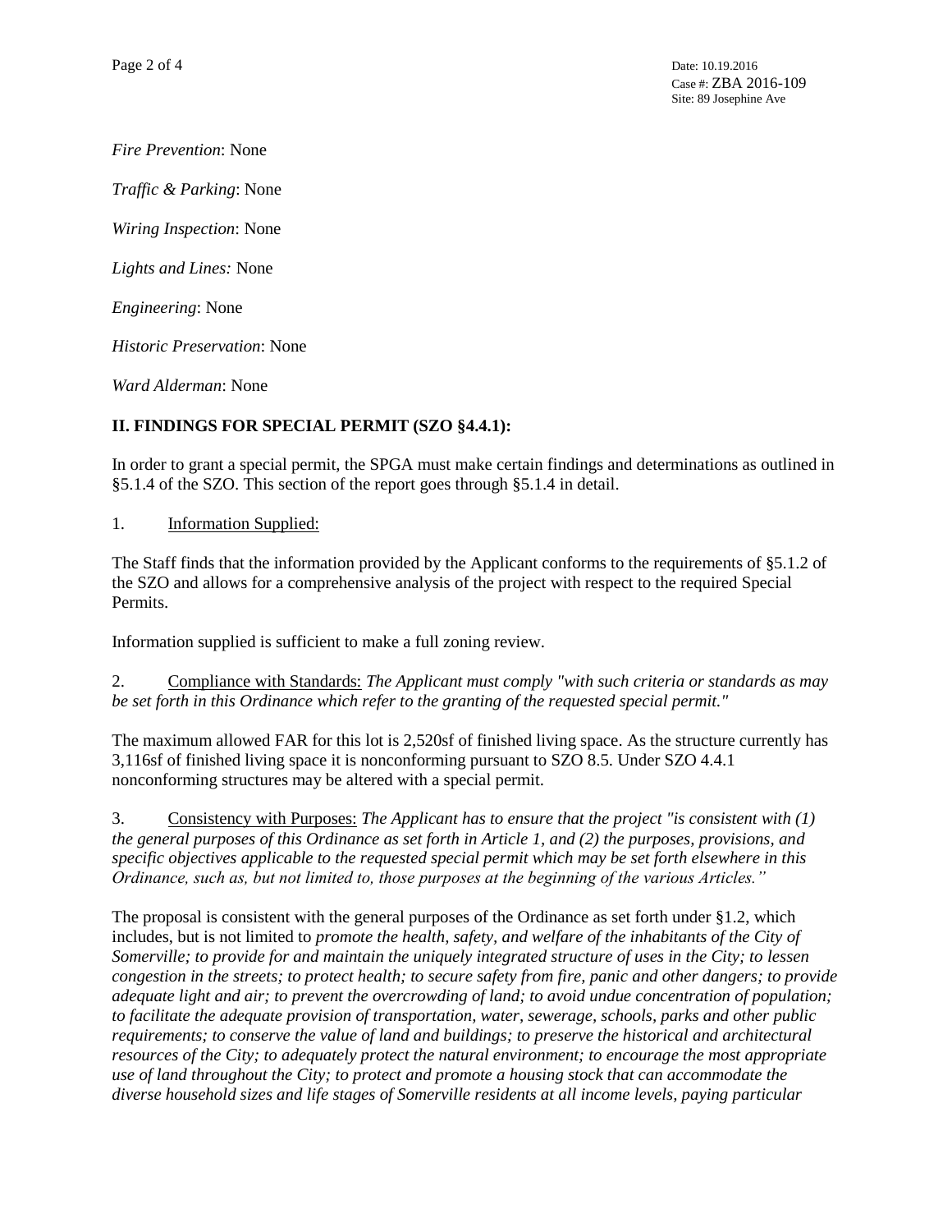*Fire Prevention*: None

*Traffic & Parking*: None

*Wiring Inspection*: None

*Lights and Lines:* None

*Engineering*: None

*Historic Preservation*: None

*Ward Alderman*: None

## II. FINDINGS FOR SPECIAL PERMIT (SZO §4.4.1):

In order to grant a special permit, the SPGA must make certain findings and determinations as outlined in §5.1.4 of the SZO. This section of the report goes through §5.1.4 in detail.

1. Information Supplied:

The Staff finds that the information provided by the Applicant conforms to the requirements of §5.1.2 of the SZO and allows for a comprehensive analysis of the project with respect to the required Special Permits.

Information supplied is sufficient to make a full zoning review.

2. Compliance with Standards: *The Applicant must comply "with such criteria or standards as may be set forth in this Ordinance which refer to the granting of the requested special permit."*

The maximum allowed FAR for this lot is 2,520sf of finished living space. As the structure currently has 3,116sf of finished living space it is nonconforming pursuant to SZO 8.5. Under SZO 4.4.1 nonconforming structures may be altered with a special permit.

3. Consistency with Purposes: *The Applicant has to ensure that the project "is consistent with (1) the general purposes of this Ordinance as set forth in Article 1, and (2) the purposes, provisions, and specific objectives applicable to the requested special permit which may be set forth elsewhere in this Ordinance, such as, but not limited to, those purposes at the beginning of the various Articles."*

The proposal is consistent with the general purposes of the Ordinance as set forth under §1.2, which includes, but is not limited to *promote the health, safety, and welfare of the inhabitants of the City of Somerville; to provide for and maintain the uniquely integrated structure of uses in the City; to lessen congestion in the streets; to protect health; to secure safety from fire, panic and other dangers; to provide adequate light and air; to prevent the overcrowding of land; to avoid undue concentration of population; to facilitate the adequate provision of transportation, water, sewerage, schools, parks and other public requirements; to conserve the value of land and buildings; to preserve the historical and architectural resources of the City; to adequately protect the natural environment; to encourage the most appropriate use of land throughout the City; to protect and promote a housing stock that can accommodate the diverse household sizes and life stages of Somerville residents at all income levels, paying particular*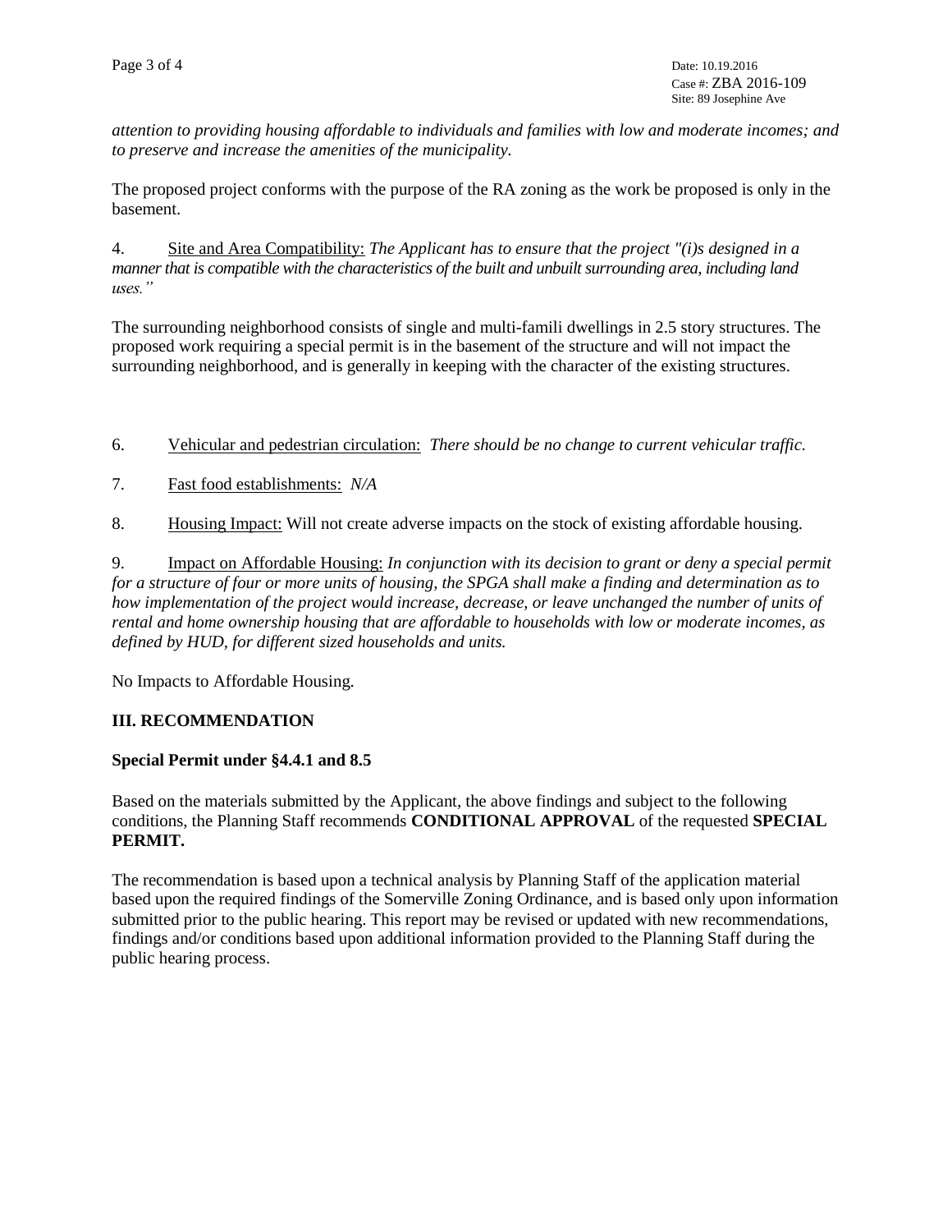*attention to providing housing affordable to individuals and families with low and moderate incomes; and to preserve and increase the amenities of the municipality.*

The proposed project conforms with the purpose of the RA zoning as the work be proposed is only in the basement.

4. Site and Area Compatibility: *The Applicant has to ensure that the project "(i)s designed in a manner that is compatible with the characteristics of the built and unbuilt surrounding area, including land uses."*

The surrounding neighborhood consists of single and multi-famili dwellings in 2.5 story structures. The proposed work requiring a special permit is in the basement of the structure and will not impact the surrounding neighborhood, and is generally in keeping with the character of the existing structures.

6. Vehicular and pedestrian circulation: *There should be no change to current vehicular traffic.*

7. Fast food establishments: *N/A*

8. Housing Impact: Will not create adverse impacts on the stock of existing affordable housing.

9. Impact on Affordable Housing: *In conjunction with its decision to grant or deny a special permit for a structure of four or more units of housing, the SPGA shall make a finding and determination as to how implementation of the project would increase, decrease, or leave unchanged the number of units of rental and home ownership housing that are affordable to households with low or moderate incomes, as defined by HUD, for different sized households and units.*

No Impacts to Affordable Housing.

## III. RECOMMENDATION

**Special Permit under §4.4.1 and 8.5**

Based on the materials submitted by the Applicant, the above findings and subject to the following conditions, the Planning Staff recommends **CONDITIONAL APPROVAL** of the requested **SPECIAL PERMIT.**

The recommendation is based upon a technical analysis by Planning Staff of the application material based upon the required findings of the Somerville Zoning Ordinance, and is based only upon information submitted prior to the public hearing. This report may be revised or updated with new recommendations, findings and/or conditions based upon additional information provided to the Planning Staff during the public hearing process.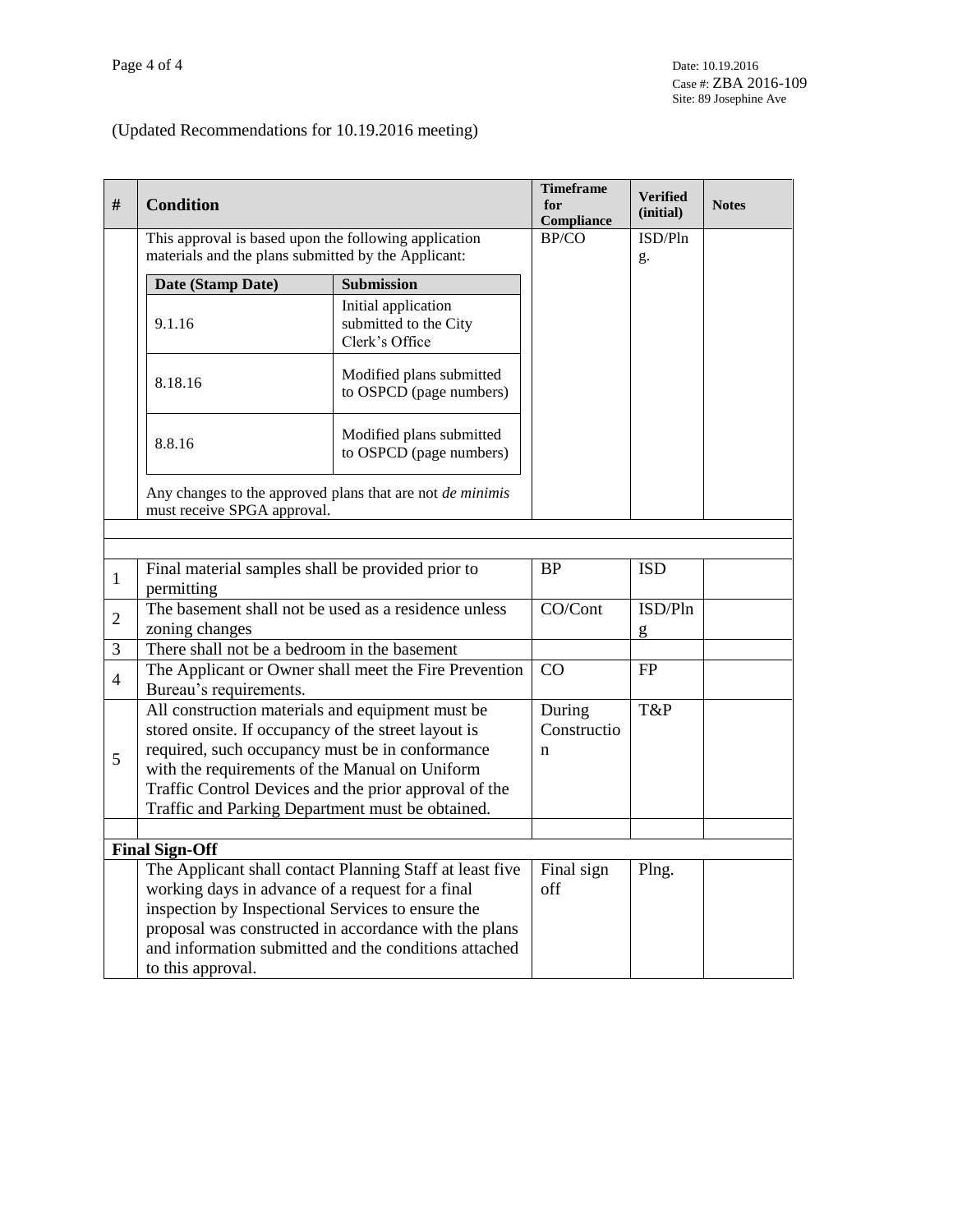Date: 10.19.2016
Case #: ZBA 2016-109
Site: 89 Josephine Ave

(Updated Recommendations for 10.19.2016 meeting)

| # | Condition | Timeframe for Compliance | Verified (initial) | Notes |
|---|---|---|---|---|
| | This approval is based upon the following application materials and the plans submitted by the Applicant:<br><br>**Date (Stamp Date)** — **Submission**<br>9.1.16 — Initial application submitted to the City Clerk's Office<br>8.18.16 — Modified plans submitted to OSPCD (page numbers)<br>8.8.16 — Modified plans submitted to OSPCD (page numbers)<br><br>Any changes to the approved plans that are not *de minimis* must receive SPGA approval. | BP/CO | ISD/Plng. | |
| | | | | |
| | | | | |
| 1 | Final material samples shall be provided prior to permitting | BP | ISD | |
| 2 | The basement shall not be used as a residence unless zoning changes | CO/Cont | ISD/Plng | |
| 3 | There shall not be a bedroom in the basement | | | |
| 4 | The Applicant or Owner shall meet the Fire Prevention Bureau's requirements. | CO | FP | |
| 5 | All construction materials and equipment must be stored onsite. If occupancy of the street layout is required, such occupancy must be in conformance with the requirements of the Manual on Uniform Traffic Control Devices and the prior approval of the Traffic and Parking Department must be obtained. | During Construction | T&P | |
| | | | | |
| **Final Sign-Off** | | | | |
| | The Applicant shall contact Planning Staff at least five working days in advance of a request for a final inspection by Inspectional Services to ensure the proposal was constructed in accordance with the plans and information submitted and the conditions attached to this approval. | Final sign off | Plng. | |